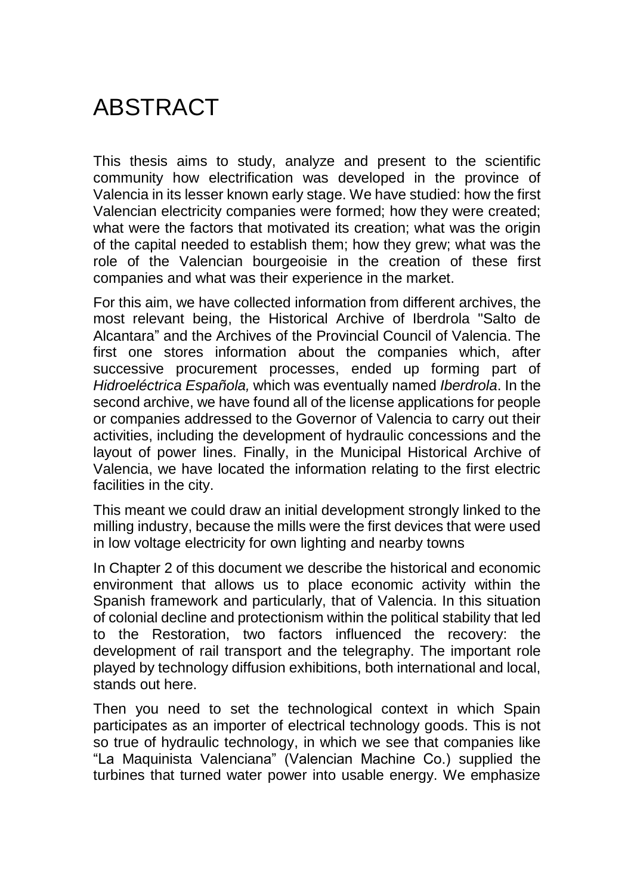# ABSTRACT

This thesis aims to study, analyze and present to the scientific community how electrification was developed in the province of Valencia in its lesser known early stage. We have studied: how the first Valencian electricity companies were formed; how they were created; what were the factors that motivated its creation; what was the origin of the capital needed to establish them; how they grew; what was the role of the Valencian bourgeoisie in the creation of these first companies and what was their experience in the market.

For this aim, we have collected information from different archives, the most relevant being, the Historical Archive of Iberdrola "Salto de Alcantara" and the Archives of the Provincial Council of Valencia. The first one stores information about the companies which, after successive procurement processes, ended up forming part of *Hidroeléctrica Española,* which was eventually named *Iberdrola*. In the second archive, we have found all of the license applications for people or companies addressed to the Governor of Valencia to carry out their activities, including the development of hydraulic concessions and the layout of power lines. Finally, in the Municipal Historical Archive of Valencia, we have located the information relating to the first electric facilities in the city.

This meant we could draw an initial development strongly linked to the milling industry, because the mills were the first devices that were used in low voltage electricity for own lighting and nearby towns

In Chapter 2 of this document we describe the historical and economic environment that allows us to place economic activity within the Spanish framework and particularly, that of Valencia. In this situation of colonial decline and protectionism within the political stability that led to the Restoration, two factors influenced the recovery: the development of rail transport and the telegraphy. The important role played by technology diffusion exhibitions, both international and local, stands out here.

Then you need to set the technological context in which Spain participates as an importer of electrical technology goods. This is not so true of hydraulic technology, in which we see that companies like "La Maquinista Valenciana" (Valencian Machine Co.) supplied the turbines that turned water power into usable energy. We emphasize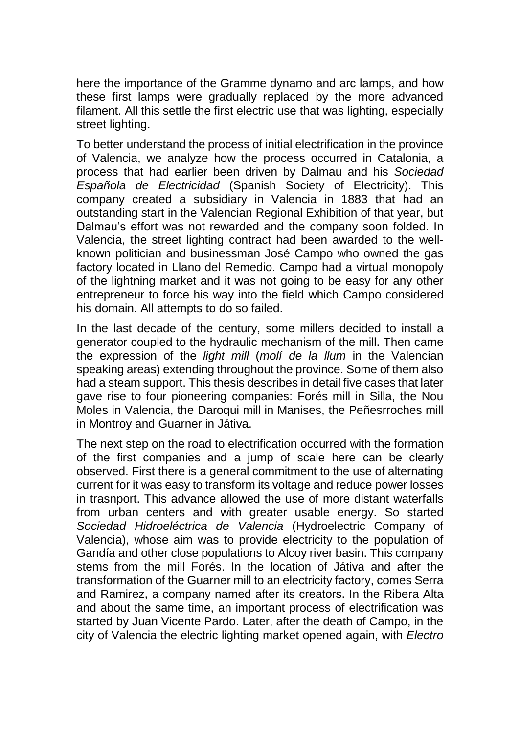here the importance of the Gramme dynamo and arc lamps, and how these first lamps were gradually replaced by the more advanced filament. All this settle the first electric use that was lighting, especially street lighting.

To better understand the process of initial electrification in the province of Valencia, we analyze how the process occurred in Catalonia, a process that had earlier been driven by Dalmau and his *Sociedad Española de Electricidad* (Spanish Society of Electricity). This company created a subsidiary in Valencia in 1883 that had an outstanding start in the Valencian Regional Exhibition of that year, but Dalmau's effort was not rewarded and the company soon folded. In Valencia, the street lighting contract had been awarded to the well-known politician and businessman José Campo who owned the gas factory located in Llano del Remedio. Campo had a virtual monopoly of the lightning market and it was not going to be easy for any other entrepreneur to force his way into the field which Campo considered his domain. All attempts to do so failed.

In the last decade of the century, some millers decided to install a generator coupled to the hydraulic mechanism of the mill. Then came the expression of the *light mill* (*molí de la llum* in the Valencian speaking areas) extending throughout the province. Some of them also had a steam support. This thesis describes in detail five cases that later gave rise to four pioneering companies: Forés mill in Silla, the Nou Moles in Valencia, the Daroqui mill in Manises, the Peñesrroches mill in Montroy and Guarner in Játiva.

The next step on the road to electrification occurred with the formation of the first companies and a jump of scale here can be clearly observed. First there is a general commitment to the use of alternating current for it was easy to transform its voltage and reduce power losses in trasnport. This advance allowed the use of more distant waterfalls from urban centers and with greater usable energy. So started *Sociedad Hidroeléctrica de Valencia* (Hydroelectric Company of Valencia), whose aim was to provide electricity to the population of Gandía and other close populations to Alcoy river basin. This company stems from the mill Forés. In the location of Játiva and after the transformation of the Guarner mill to an electricity factory, comes Serra and Ramirez, a company named after its creators. In the Ribera Alta and about the same time, an important process of electrification was started by Juan Vicente Pardo. Later, after the death of Campo, in the city of Valencia the electric lighting market opened again, with *Electro*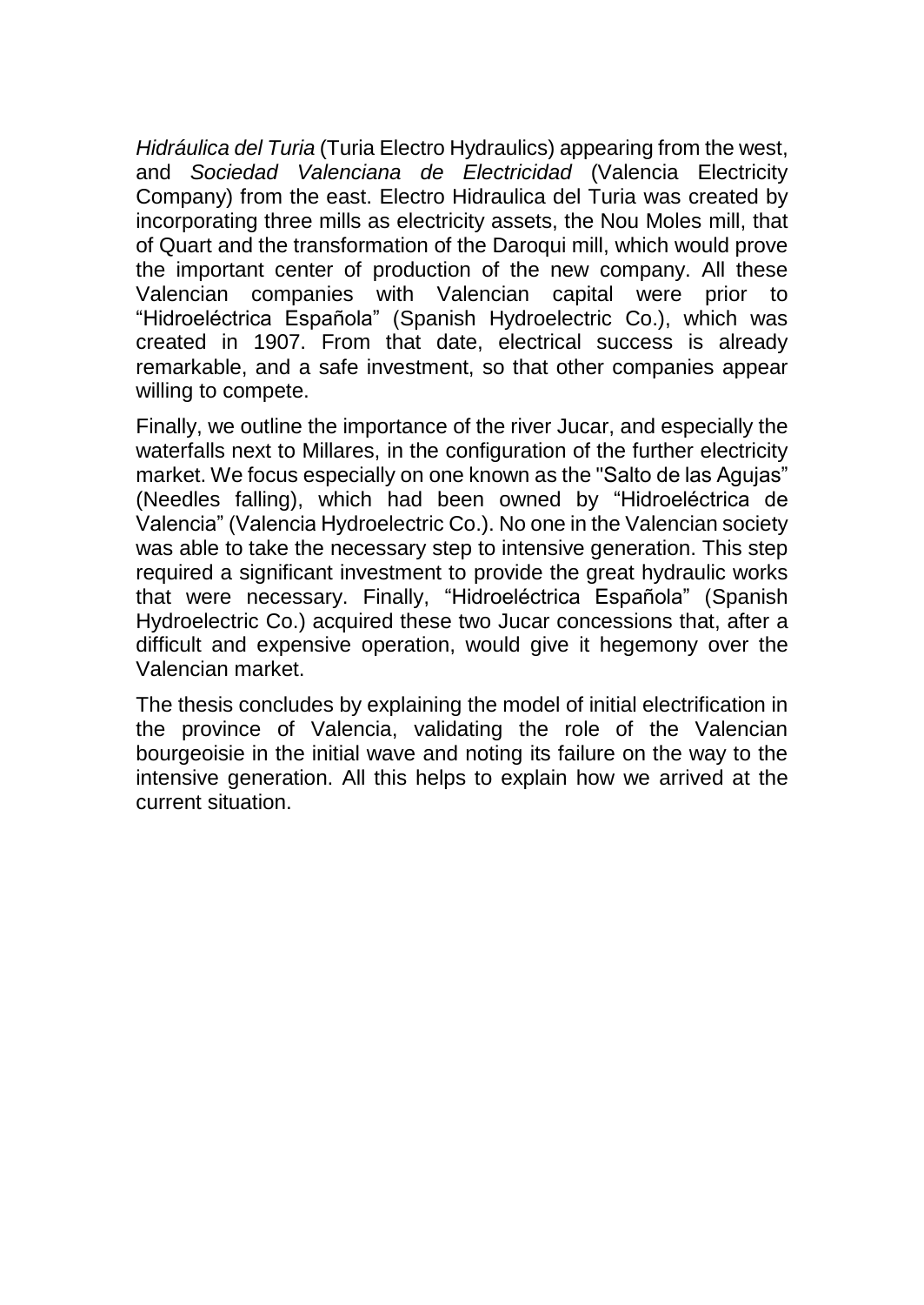*Hidráulica del Turia* (Turia Electro Hydraulics) appearing from the west, and *Sociedad Valenciana de Electricidad* (Valencia Electricity Company) from the east. Electro Hidraulica del Turia was created by incorporating three mills as electricity assets, the Nou Moles mill, that of Quart and the transformation of the Daroqui mill, which would prove the important center of production of the new company. All these Valencian companies with Valencian capital were prior to "Hidroeléctrica Española" (Spanish Hydroelectric Co.), which was created in 1907. From that date, electrical success is already remarkable, and a safe investment, so that other companies appear willing to compete.

Finally, we outline the importance of the river Jucar, and especially the waterfalls next to Millares, in the configuration of the further electricity market. We focus especially on one known as the "Salto de las Agujas" (Needles falling), which had been owned by "Hidroeléctrica de Valencia" (Valencia Hydroelectric Co.). No one in the Valencian society was able to take the necessary step to intensive generation. This step required a significant investment to provide the great hydraulic works that were necessary. Finally, "Hidroeléctrica Española" (Spanish Hydroelectric Co.) acquired these two Jucar concessions that, after a difficult and expensive operation, would give it hegemony over the Valencian market.

The thesis concludes by explaining the model of initial electrification in the province of Valencia, validating the role of the Valencian bourgeoisie in the initial wave and noting its failure on the way to the intensive generation. All this helps to explain how we arrived at the current situation.